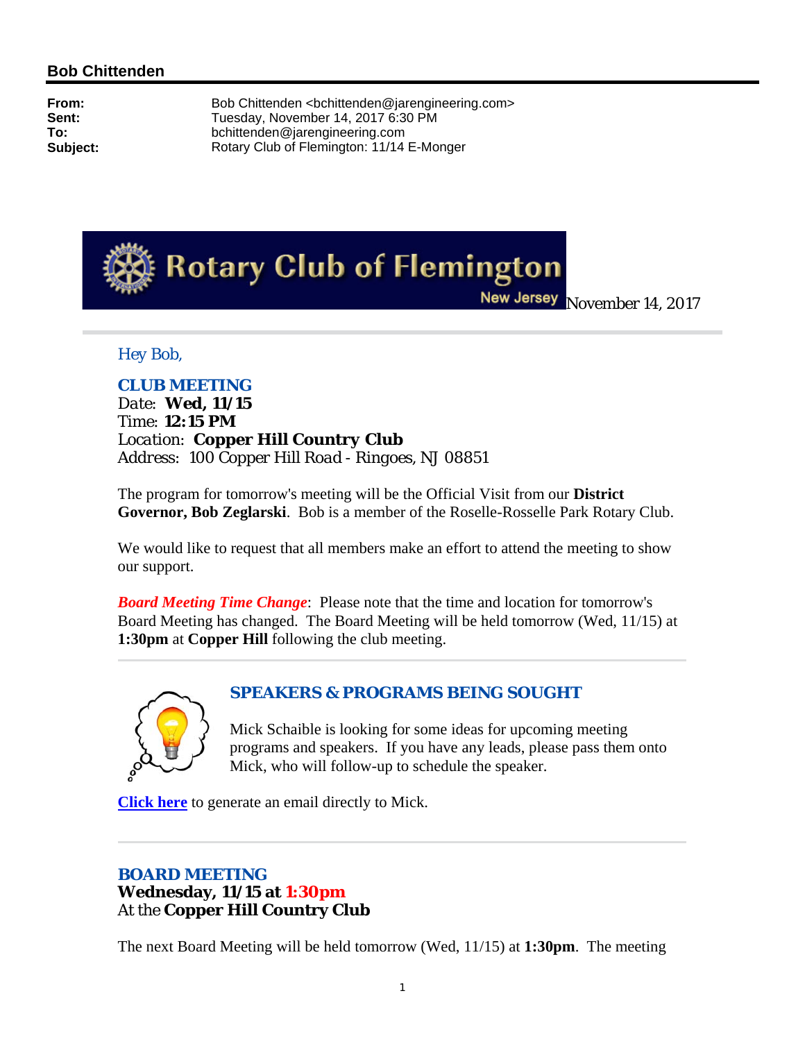**Bob Chittenden**

**From:** Bob Chittenden <bchittenden@jarengineering.com>
**Sent:** Tuesday, November 14, 2017 6:30 PM
**To:** bchittenden@jarengineering.com
**Subject:** Rotary Club of Flemington: 11/14 E-Monger

Rotary Club of Flemington New Jersey November 14, 2017

Hey Bob,

## CLUB MEETING

Date: **Wed, 11/15**
Time: **12:15 PM**
Location: **Copper Hill Country Club**
Address: 100 Copper Hill Road - Ringoes, NJ 08851

The program for tomorrow's meeting will be the Official Visit from our **District Governor, Bob Zeglarski**. Bob is a member of the Roselle-Rosselle Park Rotary Club.

We would like to request that all members make an effort to attend the meeting to show our support.

***Board Meeting Time Change***: Please note that the time and location for tomorrow's Board Meeting has changed. The Board Meeting will be held tomorrow (Wed, 11/15) at **1:30pm** at **Copper Hill** following the club meeting.

---

## SPEAKERS & PROGRAMS BEING SOUGHT

Mick Schaible is looking for some ideas for upcoming meeting programs and speakers. If you have any leads, please pass them onto Mick, who will follow-up to schedule the speaker.

**Click here** to generate an email directly to Mick.

---

## BOARD MEETING

**Wednesday, 11/15 at 1:30pm**
At the **Copper Hill Country Club**

The next Board Meeting will be held tomorrow (Wed, 11/15) at **1:30pm**. The meeting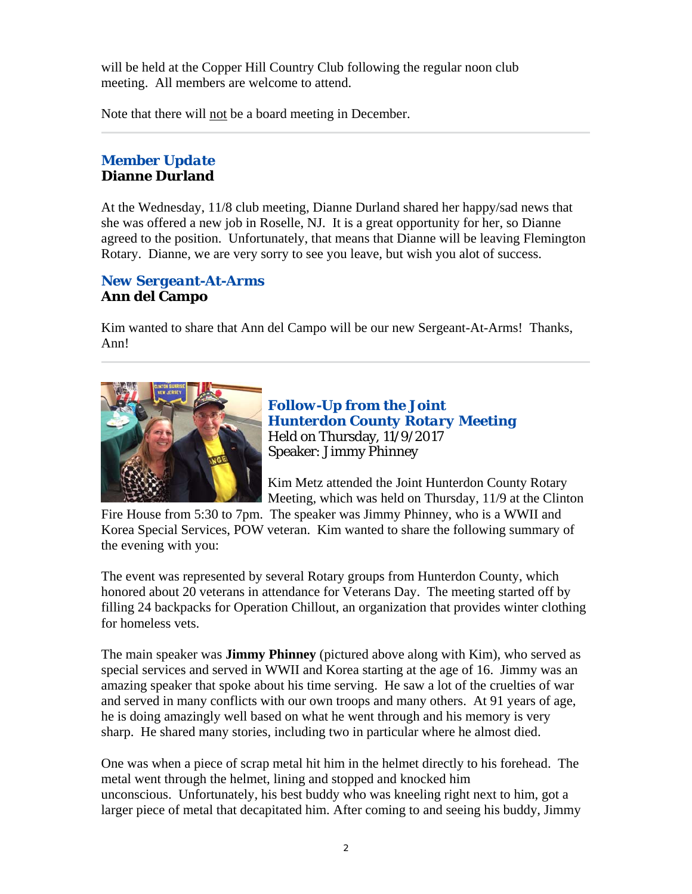will be held at the Copper Hill Country Club following the regular noon club meeting. All members are welcome to attend.

Note that there will not be a board meeting in December.

---

### Member Update
**Dianne Durland**

At the Wednesday, 11/8 club meeting, Dianne Durland shared her happy/sad news that she was offered a new job in Roselle, NJ. It is a great opportunity for her, so Dianne agreed to the position. Unfortunately, that means that Dianne will be leaving Flemington Rotary. Dianne, we are very sorry to see you leave, but wish you alot of success.

### New Sergeant-At-Arms
**Ann del Campo**

Kim wanted to share that Ann del Campo will be our new Sergeant-At-Arms! Thanks, Ann!

---

### Follow-Up from the Joint Hunterdon County Rotary Meeting
Held on Thursday, 11/9/2017
Speaker: Jimmy Phinney

Kim Metz attended the Joint Hunterdon County Rotary Meeting, which was held on Thursday, 11/9 at the Clinton Fire House from 5:30 to 7pm. The speaker was Jimmy Phinney, who is a WWII and Korea Special Services, POW veteran. Kim wanted to share the following summary of the evening with you:

The event was represented by several Rotary groups from Hunterdon County, which honored about 20 veterans in attendance for Veterans Day. The meeting started off by filling 24 backpacks for Operation Chillout, an organization that provides winter clothing for homeless vets.

The main speaker was **Jimmy Phinney** (pictured above along with Kim), who served as special services and served in WWII and Korea starting at the age of 16. Jimmy was an amazing speaker that spoke about his time serving. He saw a lot of the cruelties of war and served in many conflicts with our own troops and many others. At 91 years of age, he is doing amazingly well based on what he went through and his memory is very sharp. He shared many stories, including two in particular where he almost died.

One was when a piece of scrap metal hit him in the helmet directly to his forehead. The metal went through the helmet, lining and stopped and knocked him unconscious. Unfortunately, his best buddy who was kneeling right next to him, got a larger piece of metal that decapitated him. After coming to and seeing his buddy, Jimmy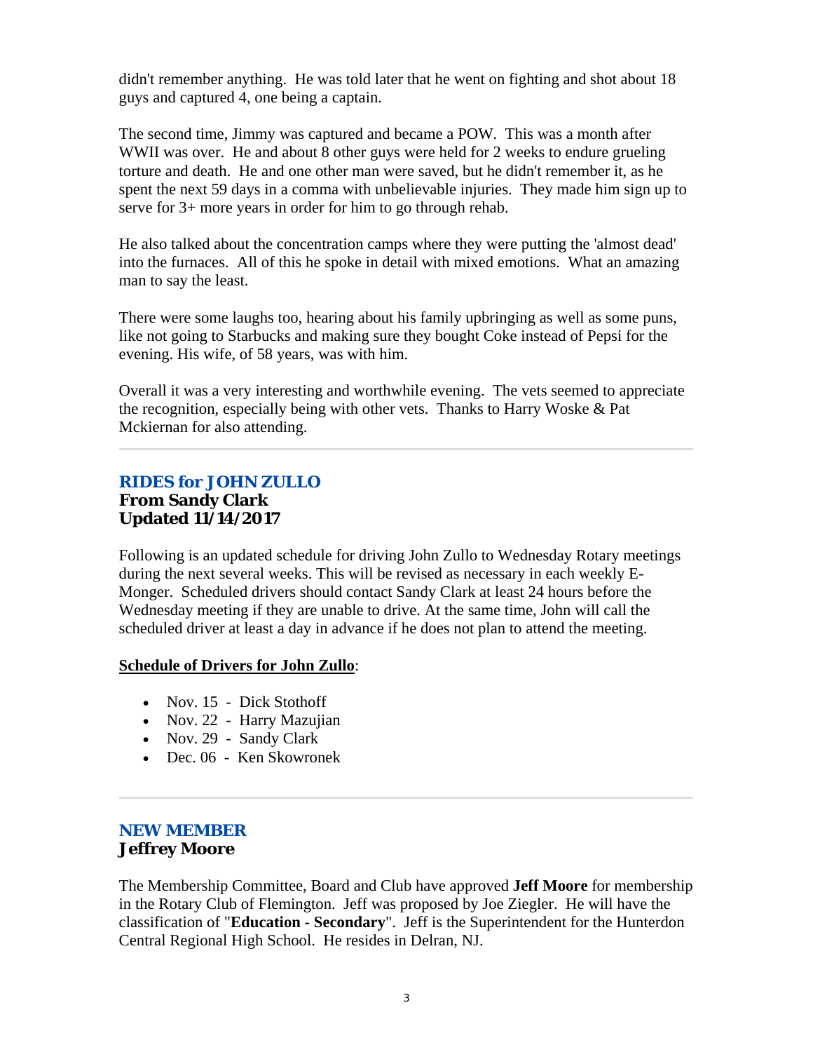didn't remember anything. He was told later that he went on fighting and shot about 18 guys and captured 4, one being a captain.

The second time, Jimmy was captured and became a POW. This was a month after WWII was over. He and about 8 other guys were held for 2 weeks to endure grueling torture and death. He and one other man were saved, but he didn't remember it, as he spent the next 59 days in a comma with unbelievable injuries. They made him sign up to serve for 3+ more years in order for him to go through rehab.

He also talked about the concentration camps where they were putting the 'almost dead' into the furnaces. All of this he spoke in detail with mixed emotions. What an amazing man to say the least.

There were some laughs too, hearing about his family upbringing as well as some puns, like not going to Starbucks and making sure they bought Coke instead of Pepsi for the evening. His wife, of 58 years, was with him.

Overall it was a very interesting and worthwhile evening. The vets seemed to appreciate the recognition, especially being with other vets. Thanks to Harry Woske & Pat Mckiernan for also attending.

---

## RIDES for JOHN ZULLO
**From Sandy Clark**
**Updated 11/14/2017**

Following is an updated schedule for driving John Zullo to Wednesday Rotary meetings during the next several weeks. This will be revised as necessary in each weekly E-Monger. Scheduled drivers should contact Sandy Clark at least 24 hours before the Wednesday meeting if they are unable to drive. At the same time, John will call the scheduled driver at least a day in advance if he does not plan to attend the meeting.

**Schedule of Drivers for John Zullo**:

- Nov. 15 - Dick Stothoff
- Nov. 22 - Harry Mazujian
- Nov. 29 - Sandy Clark
- Dec. 06 - Ken Skowronek

---

## NEW MEMBER
**Jeffrey Moore**

The Membership Committee, Board and Club have approved **Jeff Moore** for membership in the Rotary Club of Flemington. Jeff was proposed by Joe Ziegler. He will have the classification of "**Education - Secondary**". Jeff is the Superintendent for the Hunterdon Central Regional High School. He resides in Delran, NJ.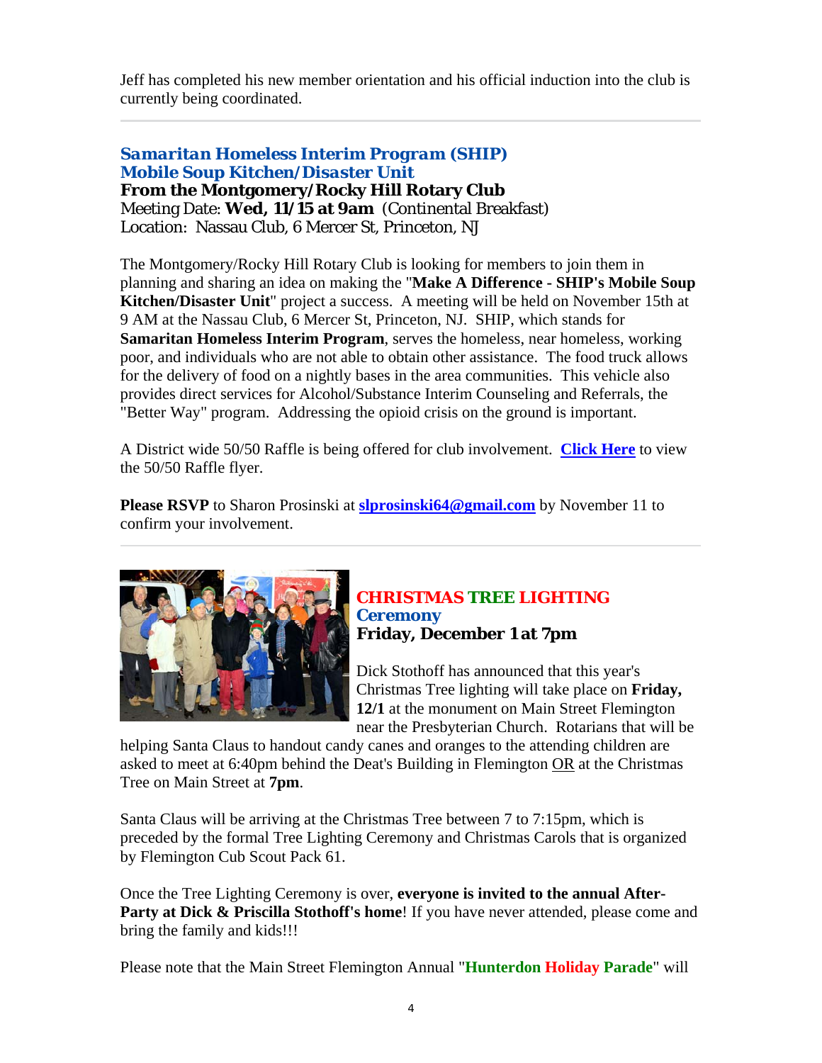Jeff has completed his new member orientation and his official induction into the club is currently being coordinated.

---

## Samaritan Homeless Interim Program (SHIP) Mobile Soup Kitchen/Disaster Unit

**From the Montgomery/Rocky Hill Rotary Club**
Meeting Date: **Wed, 11/15 at 9am** (Continental Breakfast)
Location: Nassau Club, 6 Mercer St, Princeton, NJ

The Montgomery/Rocky Hill Rotary Club is looking for members to join them in planning and sharing an idea on making the "**Make A Difference - SHIP's Mobile Soup Kitchen/Disaster Unit**" project a success. A meeting will be held on November 15th at 9 AM at the Nassau Club, 6 Mercer St, Princeton, NJ. SHIP, which stands for **Samaritan Homeless Interim Program**, serves the homeless, near homeless, working poor, and individuals who are not able to obtain other assistance. The food truck allows for the delivery of food on a nightly bases in the area communities. This vehicle also provides direct services for Alcohol/Substance Interim Counseling and Referrals, the "Better Way" program. Addressing the opioid crisis on the ground is important.

A District wide 50/50 Raffle is being offered for club involvement. **Click Here** to view the 50/50 Raffle flyer.

**Please RSVP** to Sharon Prosinski at **slprosinski64@gmail.com** by November 11 to confirm your involvement.

---

## CHRISTMAS TREE LIGHTING Ceremony

**Friday, December 1 at 7pm**

Dick Stothoff has announced that this year's Christmas Tree lighting will take place on **Friday, 12/1** at the monument on Main Street Flemington near the Presbyterian Church. Rotarians that will be helping Santa Claus to handout candy canes and oranges to the attending children are asked to meet at 6:40pm behind the Deat's Building in Flemington OR at the Christmas Tree on Main Street at **7pm**.

Santa Claus will be arriving at the Christmas Tree between 7 to 7:15pm, which is preceded by the formal Tree Lighting Ceremony and Christmas Carols that is organized by Flemington Cub Scout Pack 61.

Once the Tree Lighting Ceremony is over, **everyone is invited to the annual After-Party at Dick & Priscilla Stothoff's home**! If you have never attended, please come and bring the family and kids!!!

Please note that the Main Street Flemington Annual "**Hunterdon Holiday Parade**" will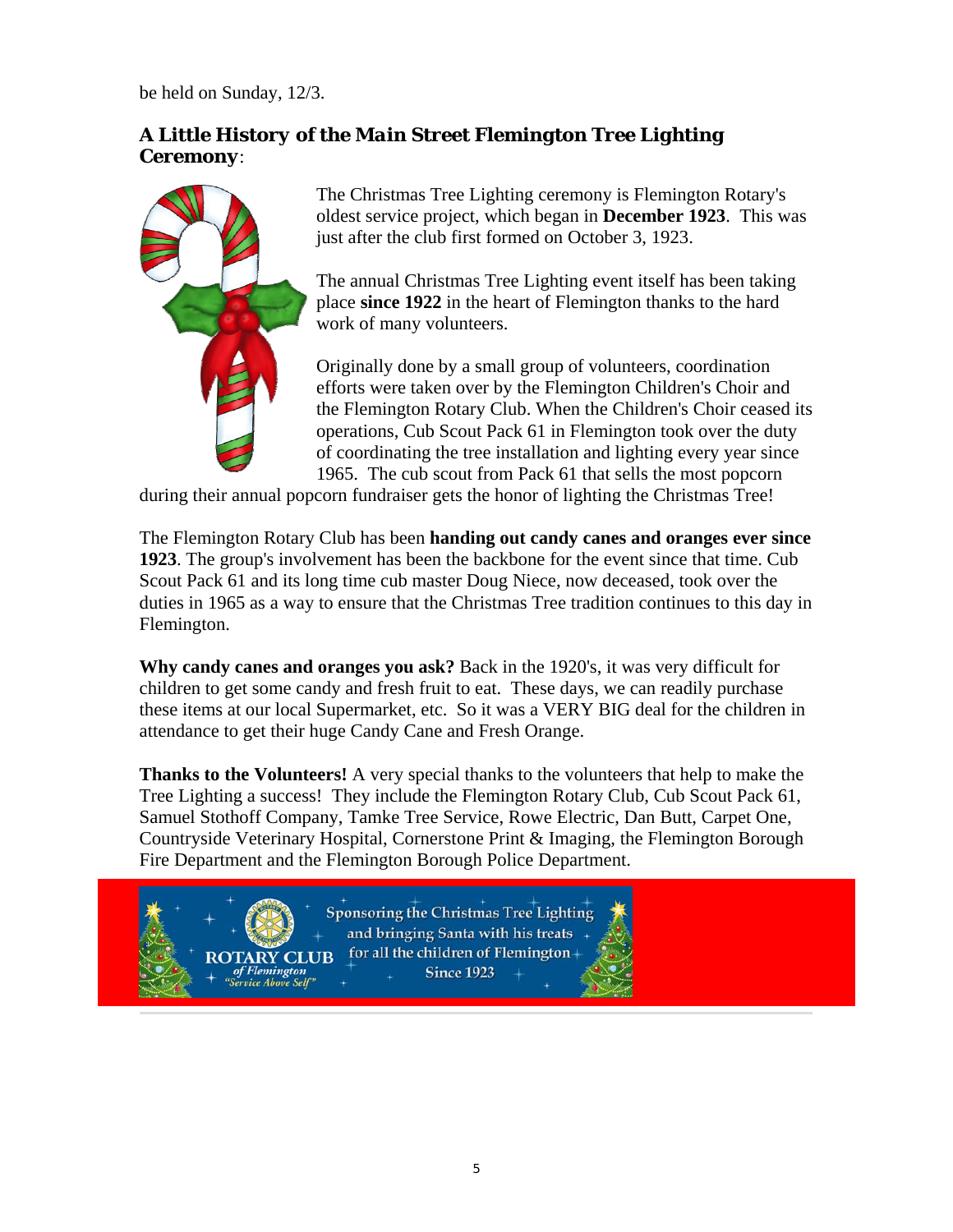be held on Sunday, 12/3.

### ***A Little History of the Main Street Flemington Tree Lighting Ceremony***:

The Christmas Tree Lighting ceremony is Flemington Rotary's oldest service project, which began in **December 1923**. This was just after the club first formed on October 3, 1923.

The annual Christmas Tree Lighting event itself has been taking place **since 1922** in the heart of Flemington thanks to the hard work of many volunteers.

Originally done by a small group of volunteers, coordination efforts were taken over by the Flemington Children's Choir and the Flemington Rotary Club. When the Children's Choir ceased its operations, Cub Scout Pack 61 in Flemington took over the duty of coordinating the tree installation and lighting every year since 1965. The cub scout from Pack 61 that sells the most popcorn during their annual popcorn fundraiser gets the honor of lighting the Christmas Tree!

The Flemington Rotary Club has been **handing out candy canes and oranges ever since 1923**. The group's involvement has been the backbone for the event since that time. Cub Scout Pack 61 and its long time cub master Doug Niece, now deceased, took over the duties in 1965 as a way to ensure that the Christmas Tree tradition continues to this day in Flemington.

**Why candy canes and oranges you ask?** Back in the 1920's, it was very difficult for children to get some candy and fresh fruit to eat. These days, we can readily purchase these items at our local Supermarket, etc. So it was a VERY BIG deal for the children in attendance to get their huge Candy Cane and Fresh Orange.

**Thanks to the Volunteers!** A very special thanks to the volunteers that help to make the Tree Lighting a success! They include the Flemington Rotary Club, Cub Scout Pack 61, Samuel Stothoff Company, Tamke Tree Service, Rowe Electric, Dan Butt, Carpet One, Countryside Veterinary Hospital, Cornerstone Print & Imaging, the Flemington Borough Fire Department and the Flemington Borough Police Department.

ROTARY CLUB of Flemington "Service Above Self" — Sponsoring the Christmas Tree Lighting and bringing Santa with his treats for all the children of Flemington Since 1923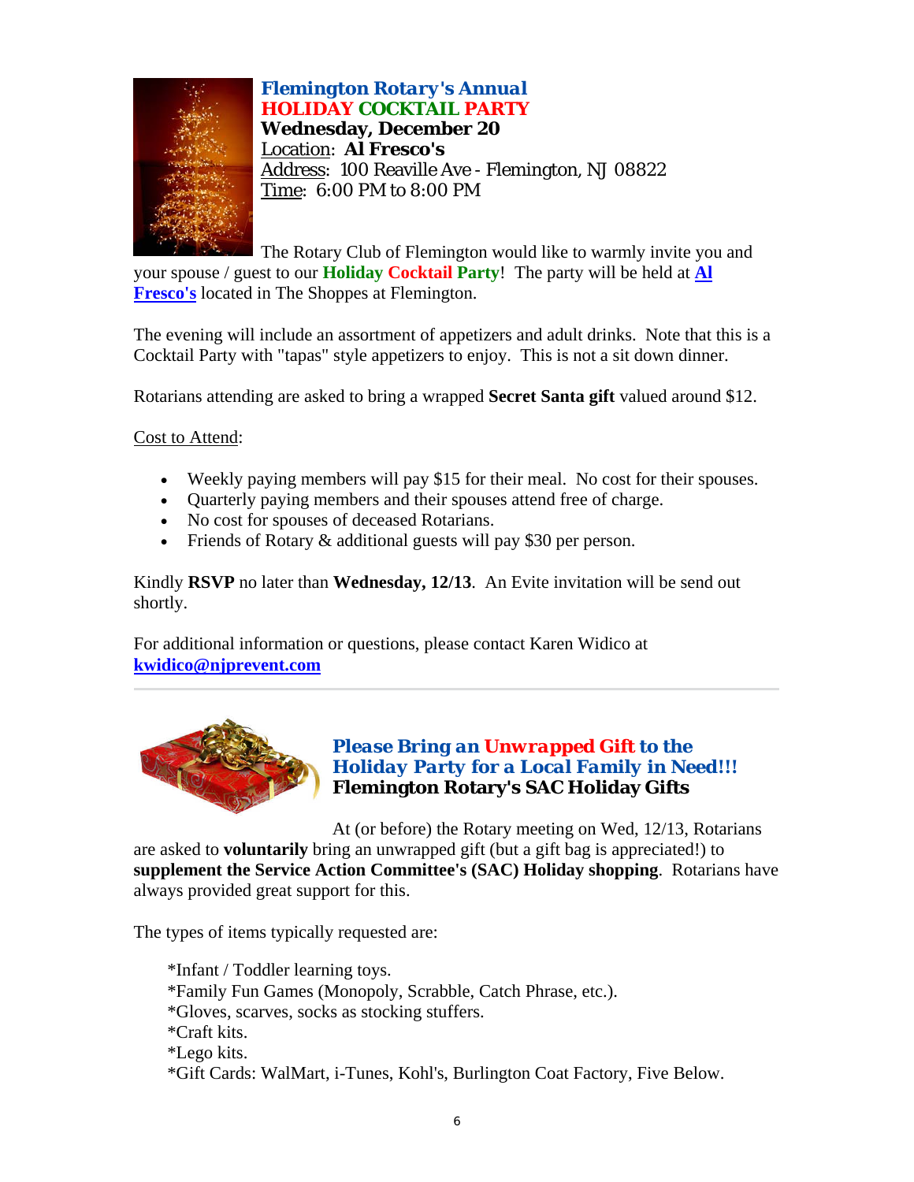## *Flemington Rotary's Annual*
## HOLIDAY COCKTAIL PARTY

**Wednesday, December 20**
Location: **Al Fresco's**
Address: 100 Reaville Ave - Flemington, NJ 08822
Time: 6:00 PM to 8:00 PM

The Rotary Club of Flemington would like to warmly invite you and your spouse / guest to our **Holiday Cocktail Party**! The party will be held at **Al Fresco's** located in The Shoppes at Flemington.

The evening will include an assortment of appetizers and adult drinks. Note that this is a Cocktail Party with "tapas" style appetizers to enjoy. This is not a sit down dinner.

Rotarians attending are asked to bring a wrapped **Secret Santa gift** valued around $12.

Cost to Attend:

- Weekly paying members will pay $15 for their meal. No cost for their spouses.
- Quarterly paying members and their spouses attend free of charge.
- No cost for spouses of deceased Rotarians.
- Friends of Rotary & additional guests will pay $30 per person.

Kindly **RSVP** no later than **Wednesday, 12/13**. An Evite invitation will be send out shortly.

For additional information or questions, please contact Karen Widico at **kwidico@njprevent.com**

---

## *Please Bring an Unwrapped Gift to the Holiday Party for a Local Family in Need!!!*
### Flemington Rotary's SAC Holiday Gifts

At (or before) the Rotary meeting on Wed, 12/13, Rotarians are asked to **voluntarily** bring an unwrapped gift (but a gift bag is appreciated!) to **supplement the Service Action Committee's (SAC) Holiday shopping**. Rotarians have always provided great support for this.

The types of items typically requested are:

*Infant / Toddler learning toys.
*Family Fun Games (Monopoly, Scrabble, Catch Phrase, etc.).
*Gloves, scarves, socks as stocking stuffers.
*Craft kits.
*Lego kits.
*Gift Cards: WalMart, i-Tunes, Kohl's, Burlington Coat Factory, Five Below.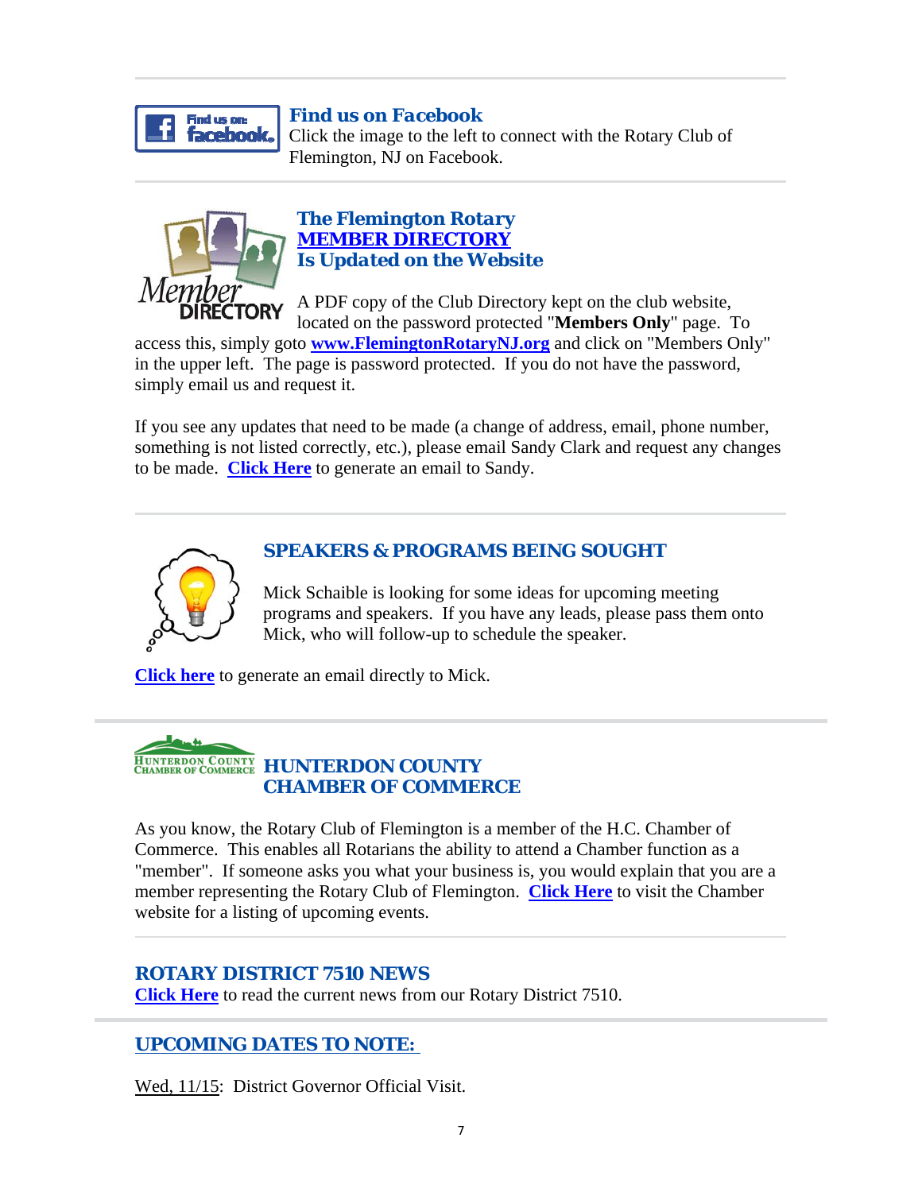## Find us on Facebook

Click the image to the left to connect with the Rotary Club of Flemington, NJ on Facebook.

---

## The Flemington Rotary MEMBER DIRECTORY Is Updated on the Website

A PDF copy of the Club Directory kept on the club website, located on the password protected "**Members Only**" page. To access this, simply goto **www.FlemingtonRotaryNJ.org** and click on "Members Only" in the upper left. The page is password protected. If you do not have the password, simply email us and request it.

If you see any updates that need to be made (a change of address, email, phone number, something is not listed correctly, etc.), please email Sandy Clark and request any changes to be made. **Click Here** to generate an email to Sandy.

---

## SPEAKERS & PROGRAMS BEING SOUGHT

Mick Schaible is looking for some ideas for upcoming meeting programs and speakers. If you have any leads, please pass them onto Mick, who will follow-up to schedule the speaker.

**Click here** to generate an email directly to Mick.

---

## HUNTERDON COUNTY CHAMBER OF COMMERCE

As you know, the Rotary Club of Flemington is a member of the H.C. Chamber of Commerce. This enables all Rotarians the ability to attend a Chamber function as a "member". If someone asks you what your business is, you would explain that you are a member representing the Rotary Club of Flemington. **Click Here** to visit the Chamber website for a listing of upcoming events.

---

## ROTARY DISTRICT 7510 NEWS

**Click Here** to read the current news from our Rotary District 7510.

---

## UPCOMING DATES TO NOTE:

Wed, 11/15: District Governor Official Visit.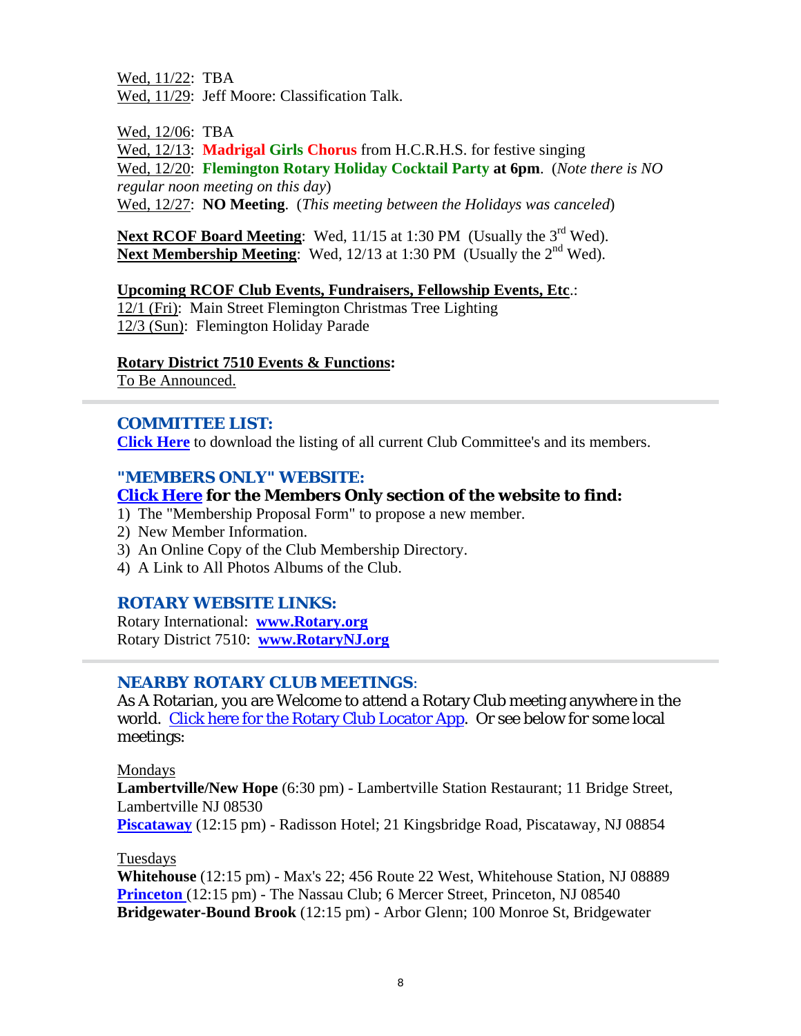Wed, 11/22: TBA
Wed, 11/29: Jeff Moore: Classification Talk.

Wed, 12/06: TBA
Wed, 12/13: **Madrigal Girls Chorus** from H.C.R.H.S. for festive singing
Wed, 12/20: **Flemington Rotary Holiday Cocktail Party at 6pm**. (*Note there is NO regular noon meeting on this day*)
Wed, 12/27: **NO Meeting**. (*This meeting between the Holidays was canceled*)

**Next RCOF Board Meeting**: Wed, 11/15 at 1:30 PM (Usually the 3rd Wed).
**Next Membership Meeting**: Wed, 12/13 at 1:30 PM (Usually the 2nd Wed).

**Upcoming RCOF Club Events, Fundraisers, Fellowship Events, Etc**.:
12/1 (Fri): Main Street Flemington Christmas Tree Lighting
12/3 (Sun): Flemington Holiday Parade

**Rotary District 7510 Events & Functions:**
To Be Announced.

---

## COMMITTEE LIST:

**Click Here** to download the listing of all current Club Committee's and its members.

## "MEMBERS ONLY" WEBSITE:

**Click Here for the Members Only section of the website to find:**

1) The "Membership Proposal Form" to propose a new member.
2) New Member Information.
3) An Online Copy of the Club Membership Directory.
4) A Link to All Photos Albums of the Club.

## ROTARY WEBSITE LINKS:

Rotary International: **www.Rotary.org**
Rotary District 7510: **www.RotaryNJ.org**

---

## NEARBY ROTARY CLUB MEETINGS:

As A Rotarian, you are Welcome to attend a Rotary Club meeting anywhere in the world. Click here for the Rotary Club Locator App. Or see below for some local meetings:

Mondays
**Lambertville/New Hope** (6:30 pm) - Lambertville Station Restaurant; 11 Bridge Street, Lambertville NJ 08530
**Piscataway** (12:15 pm) - Radisson Hotel; 21 Kingsbridge Road, Piscataway, NJ 08854

Tuesdays
**Whitehouse** (12:15 pm) - Max's 22; 456 Route 22 West, Whitehouse Station, NJ 08889
**Princeton** (12:15 pm) - The Nassau Club; 6 Mercer Street, Princeton, NJ 08540
**Bridgewater-Bound Brook** (12:15 pm) - Arbor Glenn; 100 Monroe St, Bridgewater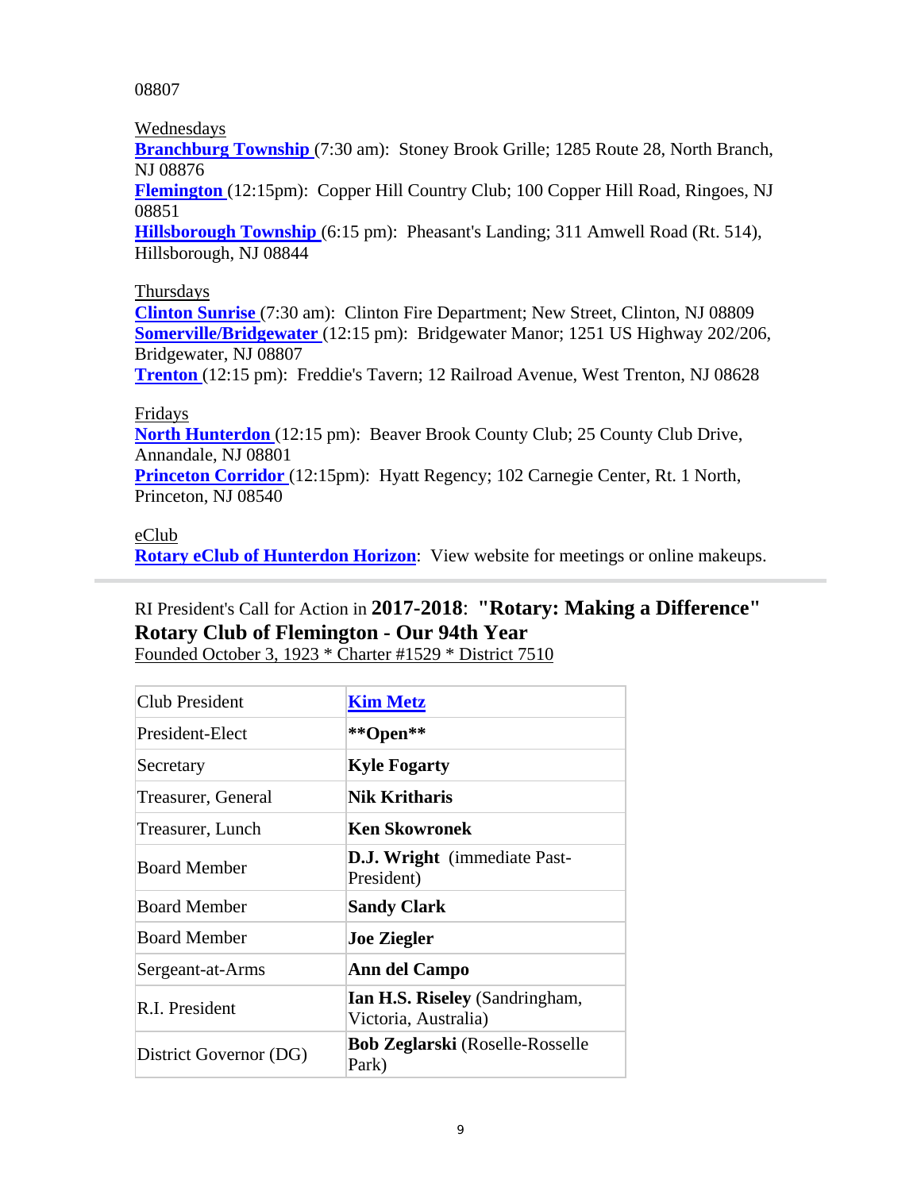08807

Wednesdays
**Branchburg Township** (7:30 am): Stoney Brook Grille; 1285 Route 28, North Branch, NJ 08876
**Flemington** (12:15pm): Copper Hill Country Club; 100 Copper Hill Road, Ringoes, NJ 08851
**Hillsborough Township** (6:15 pm): Pheasant's Landing; 311 Amwell Road (Rt. 514), Hillsborough, NJ 08844

Thursdays
**Clinton Sunrise** (7:30 am): Clinton Fire Department; New Street, Clinton, NJ 08809
**Somerville/Bridgewater** (12:15 pm): Bridgewater Manor; 1251 US Highway 202/206, Bridgewater, NJ 08807
**Trenton** (12:15 pm): Freddie's Tavern; 12 Railroad Avenue, West Trenton, NJ 08628

Fridays
**North Hunterdon** (12:15 pm): Beaver Brook County Club; 25 County Club Drive, Annandale, NJ 08801
**Princeton Corridor** (12:15pm): Hyatt Regency; 102 Carnegie Center, Rt. 1 North, Princeton, NJ 08540

eClub
**Rotary eClub of Hunterdon Horizon**: View website for meetings or online makeups.

---

RI President's Call for Action in **2017-2018**: **"Rotary: Making a Difference"**
**Rotary Club of Flemington - Our 94th Year**
Founded October 3, 1923 * Charter #1529 * District 7510

| | |
|---|---|
| Club President | **Kim Metz** |
| President-Elect | **\*\*Open\*\*** |
| Secretary | **Kyle Fogarty** |
| Treasurer, General | **Nik Kritharis** |
| Treasurer, Lunch | **Ken Skowronek** |
| Board Member | **D.J. Wright** (immediate Past-President) |
| Board Member | **Sandy Clark** |
| Board Member | **Joe Ziegler** |
| Sergeant-at-Arms | **Ann del Campo** |
| R.I. President | **Ian H.S. Riseley** (Sandringham, Victoria, Australia) |
| District Governor (DG) | **Bob Zeglarski** (Roselle-Rosselle Park) |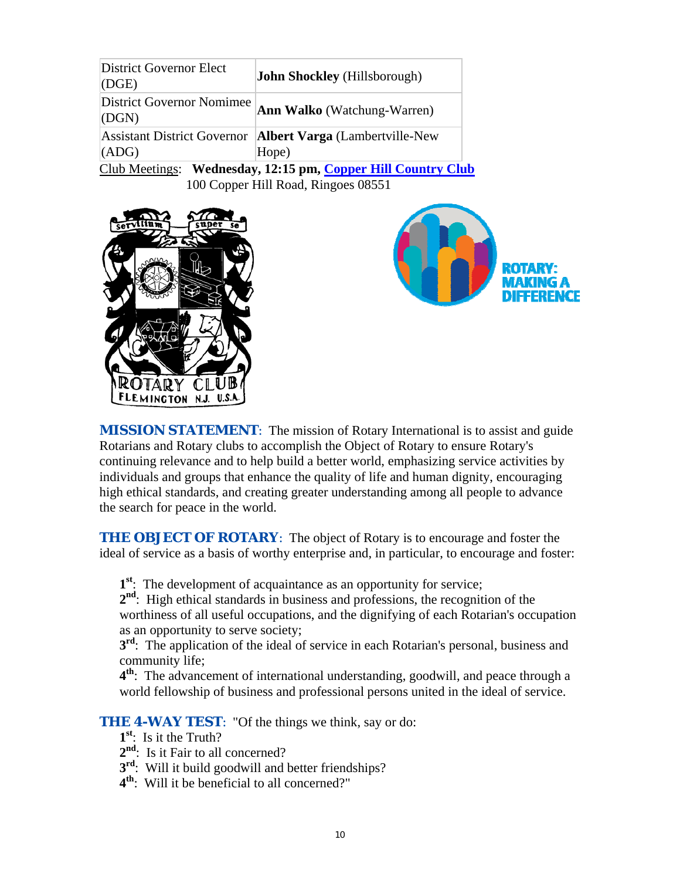| District Governor Elect (DGE) | **John Shockley** (Hillsborough) |
|---|---|
| District Governor Nominee (DGN) | **Ann Walko** (Watchung-Warren) |
| Assistant District Governor (ADG) | **Albert Varga** (Lambertville-New Hope) |

Club Meetings: **Wednesday, 12:15 pm, Copper Hill Country Club**
100 Copper Hill Road, Ringoes 08551

**MISSION STATEMENT**: The mission of Rotary International is to assist and guide Rotarians and Rotary clubs to accomplish the Object of Rotary to ensure Rotary's continuing relevance and to help build a better world, emphasizing service activities by individuals and groups that enhance the quality of life and human dignity, encouraging high ethical standards, and creating greater understanding among all people to advance the search for peace in the world.

**THE OBJECT OF ROTARY**: The object of Rotary is to encourage and foster the ideal of service as a basis of worthy enterprise and, in particular, to encourage and foster:

**1st**: The development of acquaintance as an opportunity for service;
**2nd**: High ethical standards in business and professions, the recognition of the worthiness of all useful occupations, and the dignifying of each Rotarian's occupation as an opportunity to serve society;
**3rd**: The application of the ideal of service in each Rotarian's personal, business and community life;
**4th**: The advancement of international understanding, goodwill, and peace through a world fellowship of business and professional persons united in the ideal of service.

**THE 4-WAY TEST**: "Of the things we think, say or do:
**1st**: Is it the Truth?
**2nd**: Is it Fair to all concerned?
**3rd**: Will it build goodwill and better friendships?
**4th**: Will it be beneficial to all concerned?"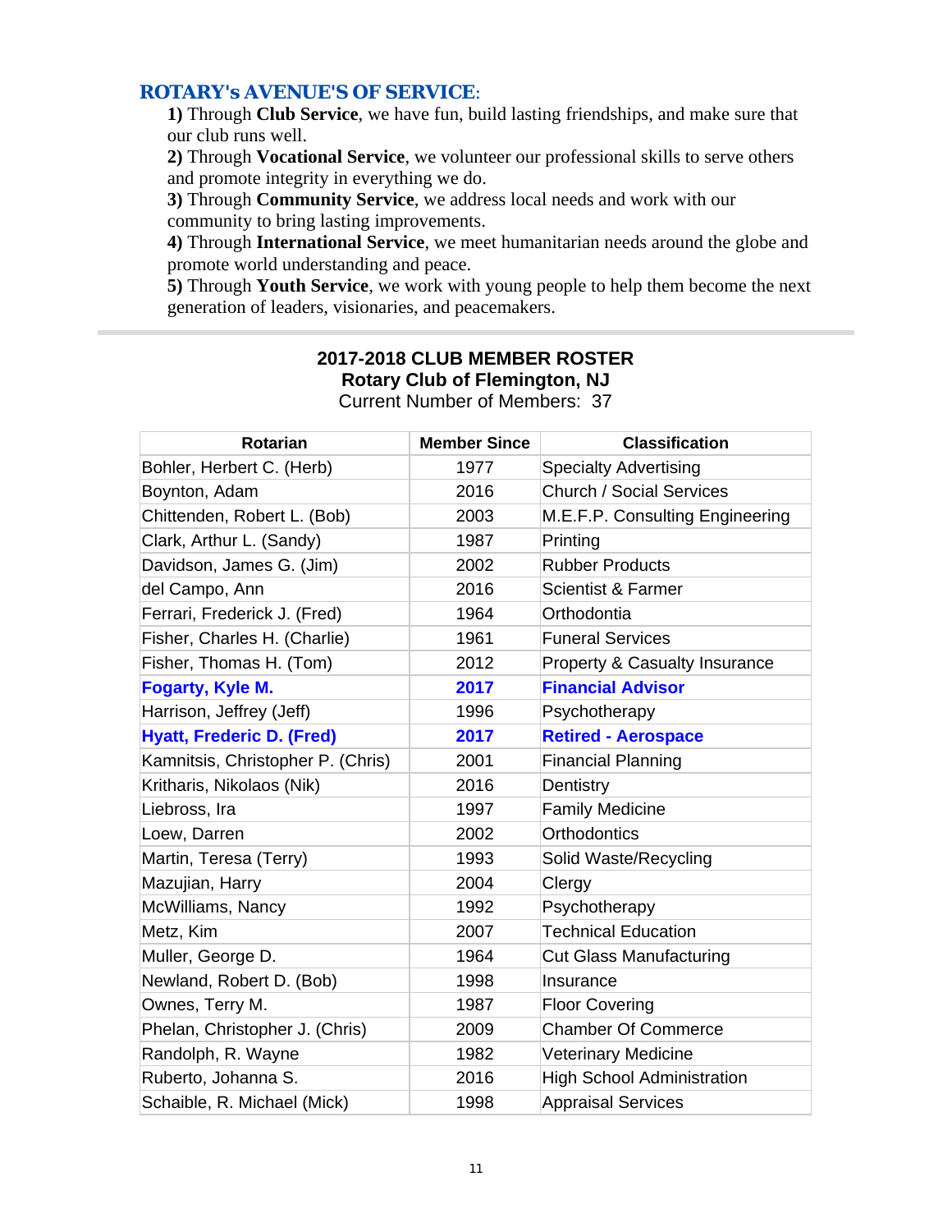## ROTARY's AVENUE'S OF SERVICE:

**1)** Through **Club Service**, we have fun, build lasting friendships, and make sure that our club runs well.

**2)** Through **Vocational Service**, we volunteer our professional skills to serve others and promote integrity in everything we do.

**3)** Through **Community Service**, we address local needs and work with our community to bring lasting improvements.

**4)** Through **International Service**, we meet humanitarian needs around the globe and promote world understanding and peace.

**5)** Through **Youth Service**, we work with young people to help them become the next generation of leaders, visionaries, and peacemakers.

---

**2017-2018 CLUB MEMBER ROSTER**

**Rotary Club of Flemington, NJ**

Current Number of Members: 37

| Rotarian | Member Since | Classification |
|---|---|---|
| Bohler, Herbert C. (Herb) | 1977 | Specialty Advertising |
| Boynton, Adam | 2016 | Church / Social Services |
| Chittenden, Robert L. (Bob) | 2003 | M.E.F.P. Consulting Engineering |
| Clark, Arthur L. (Sandy) | 1987 | Printing |
| Davidson, James G. (Jim) | 2002 | Rubber Products |
| del Campo, Ann | 2016 | Scientist & Farmer |
| Ferrari, Frederick J. (Fred) | 1964 | Orthodontia |
| Fisher, Charles H. (Charlie) | 1961 | Funeral Services |
| Fisher, Thomas H. (Tom) | 2012 | Property & Casualty Insurance |
| **Fogarty, Kyle M.** | **2017** | **Financial Advisor** |
| Harrison, Jeffrey (Jeff) | 1996 | Psychotherapy |
| **Hyatt, Frederic D. (Fred)** | **2017** | **Retired - Aerospace** |
| Kamnitsis, Christopher P. (Chris) | 2001 | Financial Planning |
| Kritharis, Nikolaos (Nik) | 2016 | Dentistry |
| Liebross, Ira | 1997 | Family Medicine |
| Loew, Darren | 2002 | Orthodontics |
| Martin, Teresa (Terry) | 1993 | Solid Waste/Recycling |
| Mazujian, Harry | 2004 | Clergy |
| McWilliams, Nancy | 1992 | Psychotherapy |
| Metz, Kim | 2007 | Technical Education |
| Muller, George D. | 1964 | Cut Glass Manufacturing |
| Newland, Robert D. (Bob) | 1998 | Insurance |
| Ownes, Terry M. | 1987 | Floor Covering |
| Phelan, Christopher J. (Chris) | 2009 | Chamber Of Commerce |
| Randolph, R. Wayne | 1982 | Veterinary Medicine |
| Ruberto, Johanna S. | 2016 | High School Administration |
| Schaible, R. Michael (Mick) | 1998 | Appraisal Services |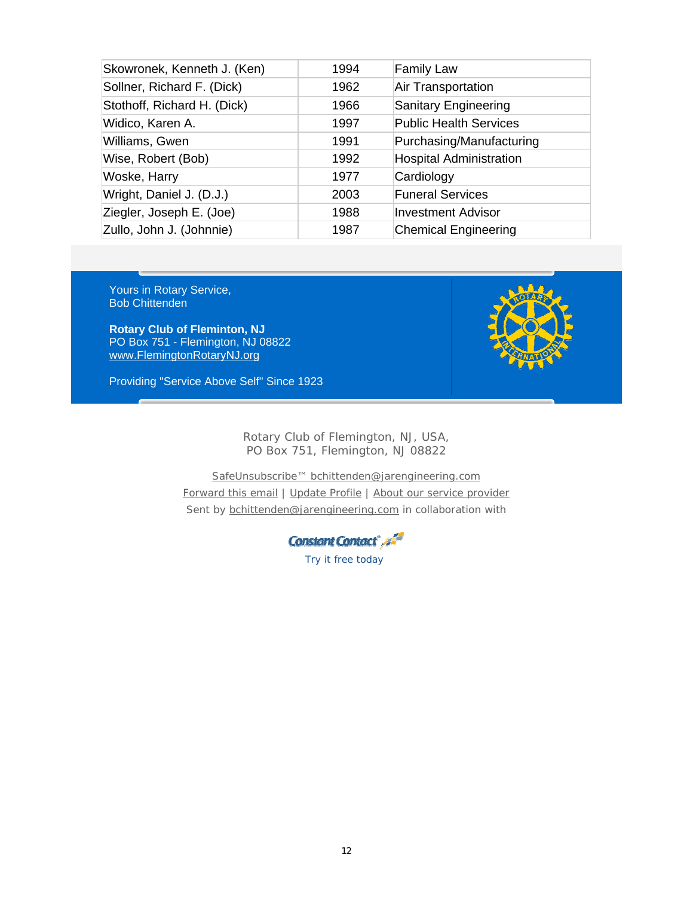| | | |
|---|---|---|
| Skowronek, Kenneth J. (Ken) | 1994 | Family Law |
| Sollner, Richard F. (Dick) | 1962 | Air Transportation |
| Stothoff, Richard H. (Dick) | 1966 | Sanitary Engineering |
| Widico, Karen A. | 1997 | Public Health Services |
| Williams, Gwen | 1991 | Purchasing/Manufacturing |
| Wise, Robert (Bob) | 1992 | Hospital Administration |
| Woske, Harry | 1977 | Cardiology |
| Wright, Daniel J. (D.J.) | 2003 | Funeral Services |
| Ziegler, Joseph E. (Joe) | 1988 | Investment Advisor |
| Zullo, John J. (Johnnie) | 1987 | Chemical Engineering |

Yours in Rotary Service,
Bob Chittenden

**Rotary Club of Fleminton, NJ**
PO Box 751 - Flemington, NJ 08822
www.FlemingtonRotaryNJ.org

Providing "Service Above Self" Since 1923

Rotary Club of Flemington, NJ, USA,
PO Box 751, Flemington, NJ 08822

SafeUnsubscribe™ bchittenden@jarengineering.com
Forward this email | Update Profile | About our service provider
Sent by bchittenden@jarengineering.com in collaboration with

Constant Contact
Try it free today